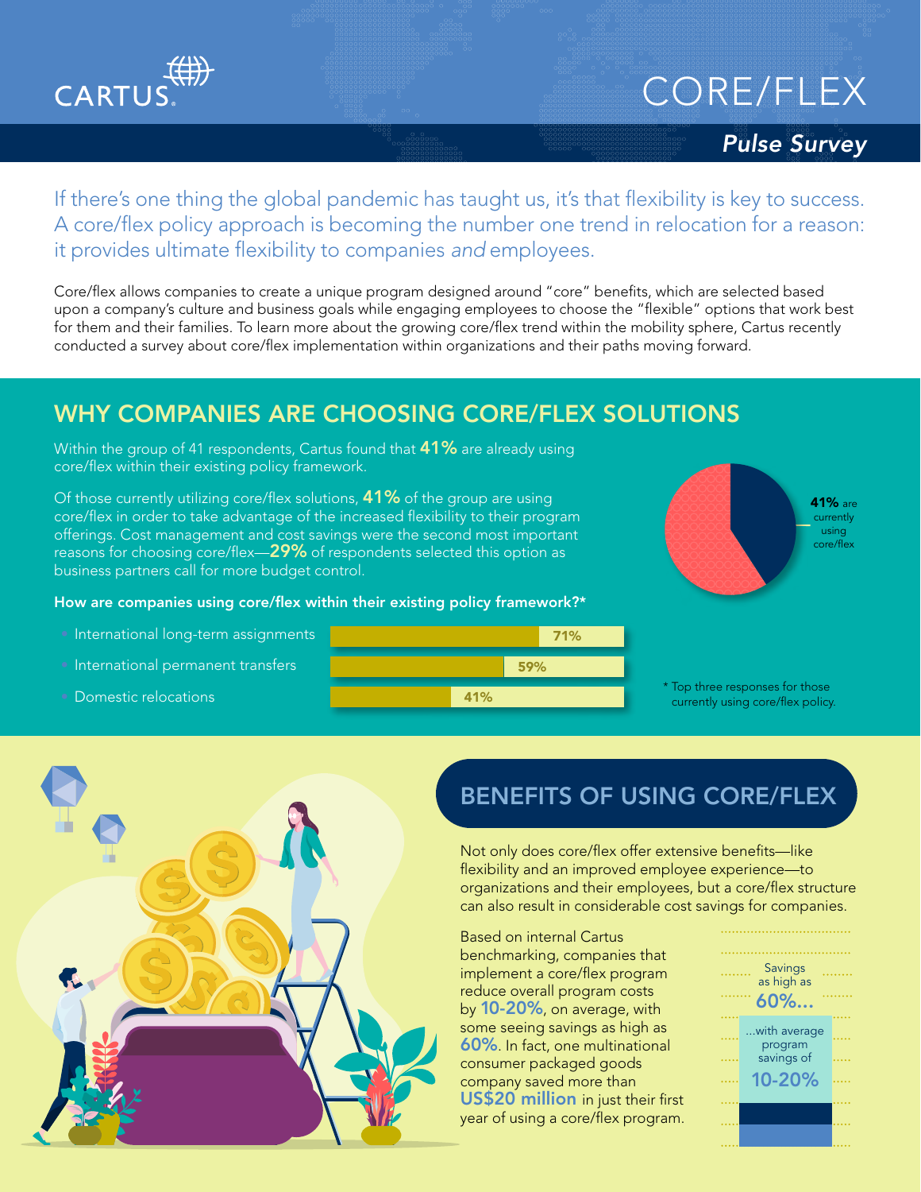CARTUS

# CORE/FLEX

*Pulse Survey*

If there's one thing the global pandemic has taught us, it's that flexibility is key to success. A core/flex policy approach is becoming the number one trend in relocation for a reason: it provides ultimate flexibility to companies *and* employees.

Core/flex allows companies to create a unique program designed around "core" benefits, which are selected based upon a company's culture and business goals while engaging employees to choose the "flexible" options that work best for them and their families. To learn more about the growing core/flex trend within the mobility sphere, Cartus recently conducted a survey about core/flex implementation within organizations and their paths moving forward.

## WHY COMPANIES ARE CHOOSING CORE/FLEX SOLUTIONS

Within the group of 41 respondents, Cartus found that **41%** are already using core/flex within their existing policy framework.

Of those currently utilizing core/flex solutions, **41%** of the group are using core/flex in order to take advantage of the increased flexibility to their program offerings. Cost management and cost savings were the second most important reasons for choosing core/flex—**29%** of respondents selected this option as business partners call for more budget control.

**41%** are currently using core/flex

**How are companies using core/flex within their existing policy framework?***

| Use | Percentage |
|---|---|
| International long-term assignments | 71% |
| International permanent transfers | 59% |
| Domestic relocations | 41% |

* Top three responses for those currently using core/flex policy.

## BENEFITS OF USING CORE/FLEX

Not only does core/flex offer extensive benefits—like flexibility and an improved employee experience—to organizations and their employees, but a core/flex structure can also result in considerable cost savings for companies.

Based on internal Cartus benchmarking, companies that implement a core/flex program reduce overall program costs by **10-20%**, on average, with some seeing savings as high as **60%**. In fact, one multinational consumer packaged goods company saved more than **US$20 million** in just their first year of using a core/flex program.

Savings as high as **60%...**

...with average program savings of **10-20%**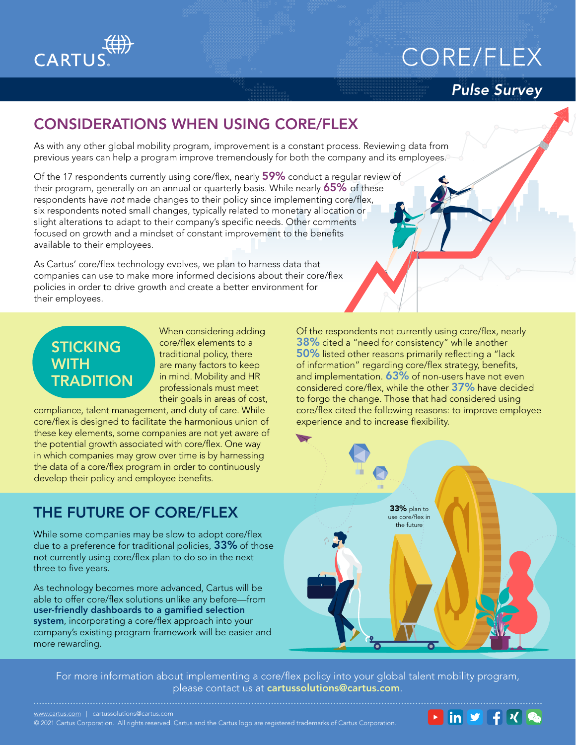# CORE/FLEX

*Pulse Survey*

## CONSIDERATIONS WHEN USING CORE/FLEX

As with any other global mobility program, improvement is a constant process. Reviewing data from previous years can help a program improve tremendously for both the company and its employees.

Of the 17 respondents currently using core/flex, nearly **59%** conduct a regular review of their program, generally on an annual or quarterly basis. While nearly **65%** of these respondents have *not* made changes to their policy since implementing core/flex, six respondents noted small changes, typically related to monetary allocation or slight alterations to adapt to their company's specific needs. Other comments focused on growth and a mindset of constant improvement to the benefits available to their employees.

As Cartus' core/flex technology evolves, we plan to harness data that companies can use to make more informed decisions about their core/flex policies in order to drive growth and create a better environment for their employees.

## STICKING WITH TRADITION

When considering adding core/flex elements to a traditional policy, there are many factors to keep in mind. Mobility and HR professionals must meet their goals in areas of cost, compliance, talent management, and duty of care. While core/flex is designed to facilitate the harmonious union of these key elements, some companies are not yet aware of the potential growth associated with core/flex. One way in which companies may grow over time is by harnessing the data of a core/flex program in order to continuously develop their policy and employee benefits.

Of the respondents not currently using core/flex, nearly **38%** cited a "need for consistency" while another **50%** listed other reasons primarily reflecting a "lack of information" regarding core/flex strategy, benefits, and implementation. **63%** of non-users have not even considered core/flex, while the other **37%** have decided to forgo the change. Those that had considered using core/flex cited the following reasons: to improve employee experience and to increase flexibility.

## THE FUTURE OF CORE/FLEX

While some companies may be slow to adopt core/flex due to a preference for traditional policies, **33%** of those not currently using core/flex plan to do so in the next three to five years.

As technology becomes more advanced, Cartus will be able to offer core/flex solutions unlike any before—from **user-friendly dashboards to a gamified selection system**, incorporating a core/flex approach into your company's existing program framework will be easier and more rewarding.

**33%** plan to use core/flex in the future

For more information about implementing a core/flex policy into your global talent mobility program, please contact us at **cartussolutions@cartus.com**.

www.cartus.com | cartussolutions@cartus.com

© 2021 Cartus Corporation. All rights reserved. Cartus and the Cartus logo are registered trademarks of Cartus Corporation.